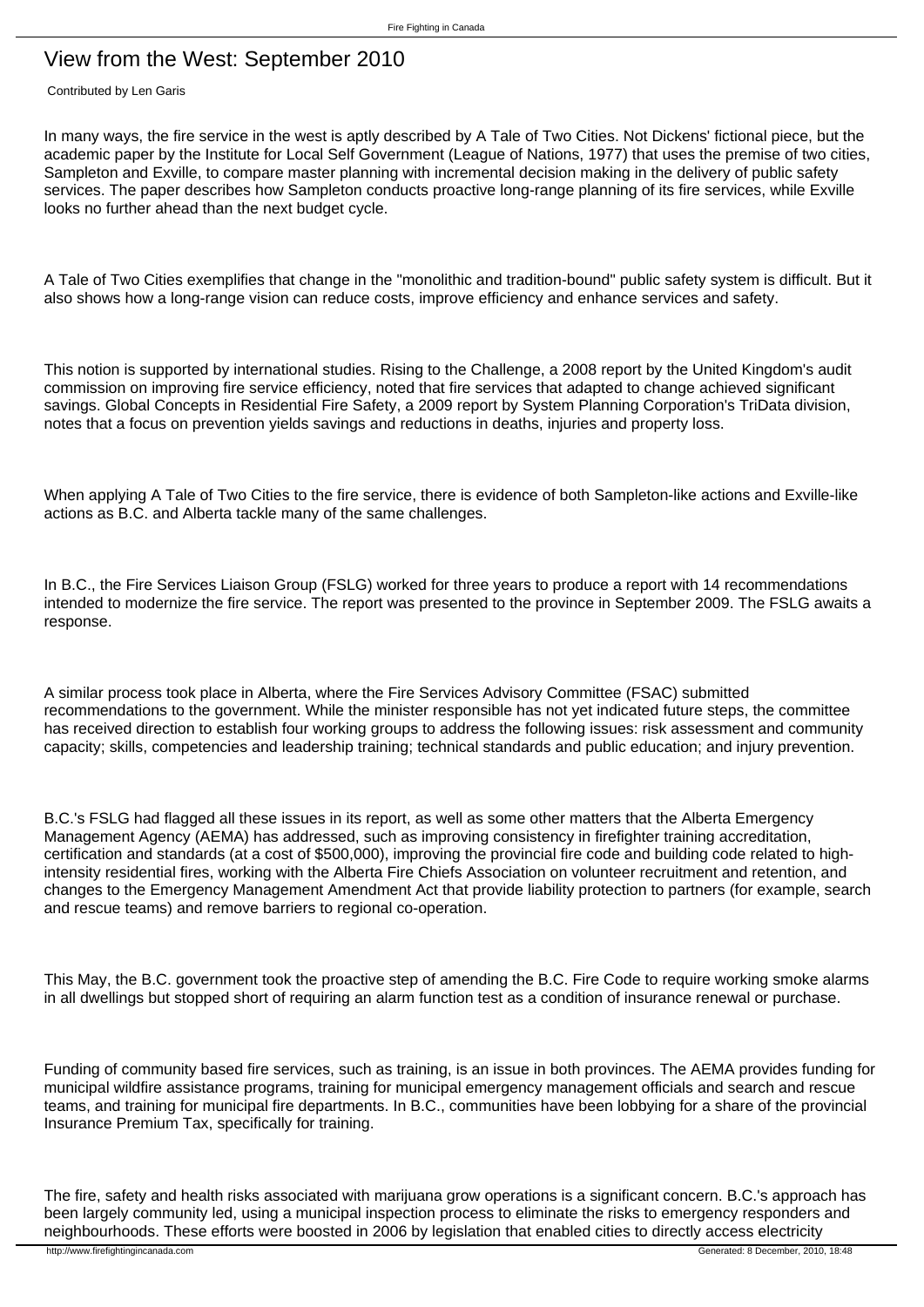# View from the West: September 2010

Contributed by Len Garis

In many ways, the fire service in the west is aptly described by A Tale of Two Cities. Not Dickens' fictional piece, but the academic paper by the Institute for Local Self Government (League of Nations, 1977) that uses the premise of two cities, Sampleton and Exville, to compare master planning with incremental decision making in the delivery of public safety services. The paper describes how Sampleton conducts proactive long-range planning of its fire services, while Exville looks no further ahead than the next budget cycle.

A Tale of Two Cities exemplifies that change in the "monolithic and tradition-bound" public safety system is difficult. But it also shows how a long-range vision can reduce costs, improve efficiency and enhance services and safety.

This notion is supported by international studies. Rising to the Challenge, a 2008 report by the United Kingdom's audit commission on improving fire service efficiency, noted that fire services that adapted to change achieved significant savings. Global Concepts in Residential Fire Safety, a 2009 report by System Planning Corporation's TriData division, notes that a focus on prevention yields savings and reductions in deaths, injuries and property loss.

When applying A Tale of Two Cities to the fire service, there is evidence of both Sampleton-like actions and Exville-like actions as B.C. and Alberta tackle many of the same challenges.

In B.C., the Fire Services Liaison Group (FSLG) worked for three years to produce a report with 14 recommendations intended to modernize the fire service. The report was presented to the province in September 2009. The FSLG awaits a response.

A similar process took place in Alberta, where the Fire Services Advisory Committee (FSAC) submitted recommendations to the government. While the minister responsible has not yet indicated future steps, the committee has received direction to establish four working groups to address the following issues: risk assessment and community capacity; skills, competencies and leadership training; technical standards and public education; and injury prevention.

B.C.'s FSLG had flagged all these issues in its report, as well as some other matters that the Alberta Emergency Management Agency (AEMA) has addressed, such as improving consistency in firefighter training accreditation, certification and standards (at a cost of $500,000), improving the provincial fire code and building code related to high-intensity residential fires, working with the Alberta Fire Chiefs Association on volunteer recruitment and retention, and changes to the Emergency Management Amendment Act that provide liability protection to partners (for example, search and rescue teams) and remove barriers to regional co-operation.

This May, the B.C. government took the proactive step of amending the B.C. Fire Code to require working smoke alarms in all dwellings but stopped short of requiring an alarm function test as a condition of insurance renewal or purchase.

Funding of community based fire services, such as training, is an issue in both provinces. The AEMA provides funding for municipal wildfire assistance programs, training for municipal emergency management officials and search and rescue teams, and training for municipal fire departments. In B.C., communities have been lobbying for a share of the provincial Insurance Premium Tax, specifically for training.

The fire, safety and health risks associated with marijuana grow operations is a significant concern. B.C.'s approach has been largely community led, using a municipal inspection process to eliminate the risks to emergency responders and neighbourhoods. These efforts were boosted in 2006 by legislation that enabled cities to directly access electricity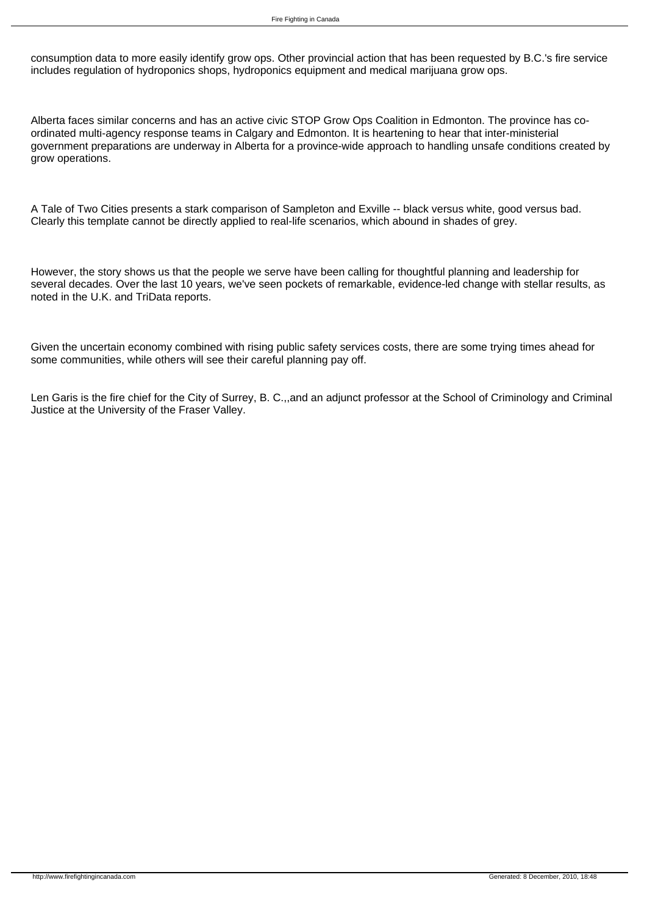consumption data to more easily identify grow ops. Other provincial action that has been requested by B.C.'s fire service includes regulation of hydroponics shops, hydroponics equipment and medical marijuana grow ops.

Alberta faces similar concerns and has an active civic STOP Grow Ops Coalition in Edmonton. The province has co-ordinated multi-agency response teams in Calgary and Edmonton. It is heartening to hear that inter-ministerial government preparations are underway in Alberta for a province-wide approach to handling unsafe conditions created by grow operations.

A Tale of Two Cities presents a stark comparison of Sampleton and Exville -- black versus white, good versus bad. Clearly this template cannot be directly applied to real-life scenarios, which abound in shades of grey.

However, the story shows us that the people we serve have been calling for thoughtful planning and leadership for several decades. Over the last 10 years, we've seen pockets of remarkable, evidence-led change with stellar results, as noted in the U.K. and TriData reports.

Given the uncertain economy combined with rising public safety services costs, there are some trying times ahead for some communities, while others will see their careful planning pay off.

Len Garis is the fire chief for the City of Surrey, B. C.,,and an adjunct professor at the School of Criminology and Criminal Justice at the University of the Fraser Valley.